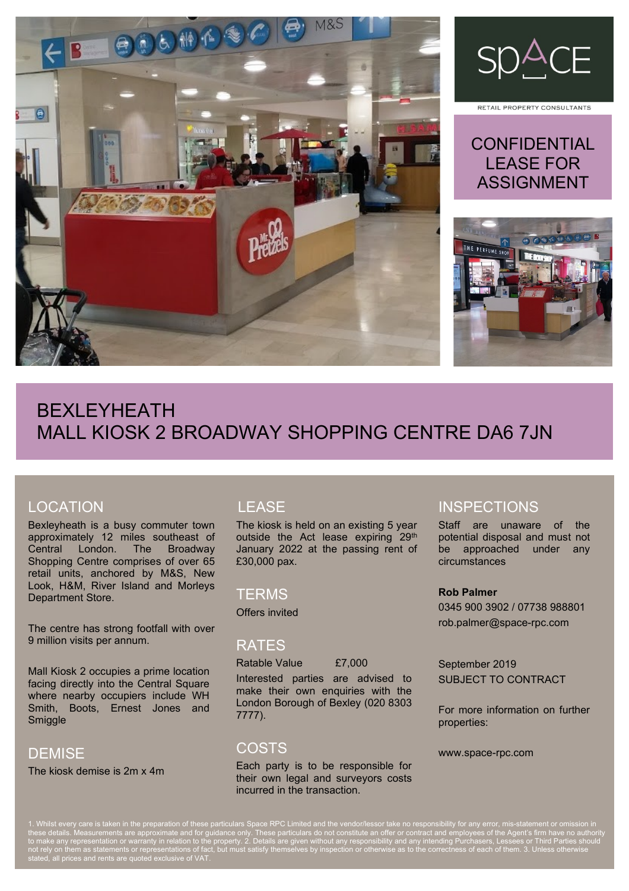SPACE

RETAIL PROPERTY CONSULTANTS

CONFIDENTIAL LEASE FOR ASSIGNMENT

# BEXLEYHEATH
# MALL KIOSK 2 BROADWAY SHOPPING CENTRE DA6 7JN

## LOCATION

Bexleyheath is a busy commuter town approximately 12 miles southeast of Central London. The Broadway Shopping Centre comprises of over 65 retail units, anchored by M&S, New Look, H&M, River Island and Morleys Department Store.

The centre has strong footfall with over 9 million visits per annum.

Mall Kiosk 2 occupies a prime location facing directly into the Central Square where nearby occupiers include WH Smith, Boots, Ernest Jones and Smiggle

## DEMISE

The kiosk demise is 2m x 4m

## LEASE

The kiosk is held on an existing 5 year outside the Act lease expiring 29th January 2022 at the passing rent of £30,000 pax.

## TERMS

Offers invited

## RATES

Ratable Value £7,000

Interested parties are advised to make their own enquiries with the London Borough of Bexley (020 8303 7777).

## COSTS

Each party is to be responsible for their own legal and surveyors costs incurred in the transaction.

## INSPECTIONS

Staff are unaware of the potential disposal and must not be approached under any circumstances

**Rob Palmer**

0345 900 3902 / 07738 988801

rob.palmer@space-rpc.com

September 2019

SUBJECT TO CONTRACT

For more information on further properties:

www.space-rpc.com

1. Whilst every care is taken in the preparation of these particulars Space RPC Limited and the vendor/lessor take no responsibility for any error, mis-statement or omission in these details. Measurements are approximate and for guidance only. These particulars do not constitute an offer or contract and employees of the Agent's firm have no authority to make any representation or warranty in relation to the property. 2. Details are given without any responsibility and any intending Purchasers, Lessees or Third Parties should not rely on them as statements or representations of fact, but must satisfy themselves by inspection or otherwise as to the correctness of each of them. 3. Unless otherwise stated, all prices and rents are quoted exclusive of VAT.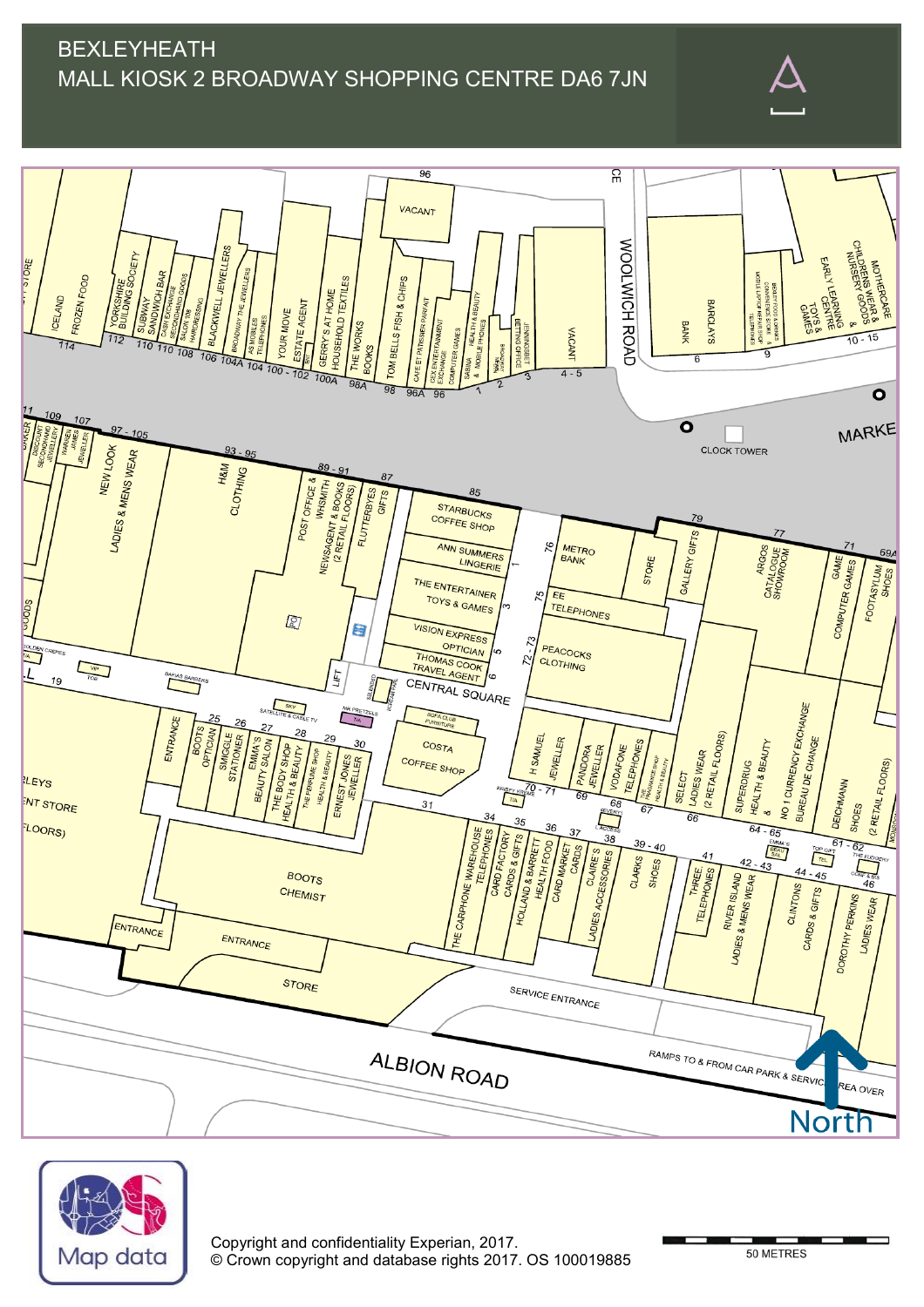# BEXLEYHEATH
## MALL KIOSK 2 BROADWAY SHOPPING CENTRE DA6 7JN

Copyright and confidentiality Experian, 2017.
© Crown copyright and database rights 2017. OS 100019885

50 METRES